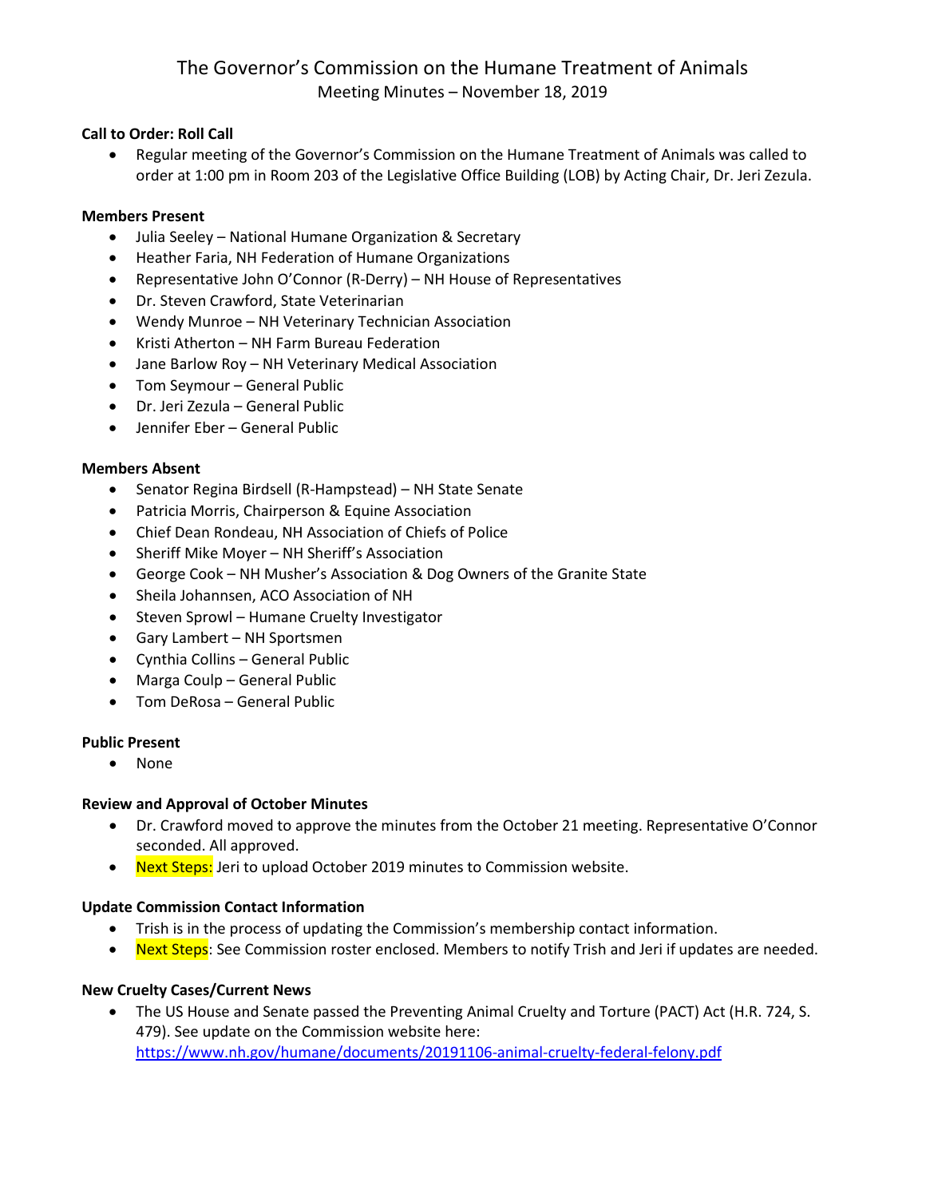# The Governor's Commission on the Humane Treatment of Animals

Meeting Minutes – November 18, 2019

**Call to Order: Roll Call**

- Regular meeting of the Governor's Commission on the Humane Treatment of Animals was called to order at 1:00 pm in Room 203 of the Legislative Office Building (LOB) by Acting Chair, Dr. Jeri Zezula.

**Members Present**

- Julia Seeley – National Humane Organization & Secretary
- Heather Faria, NH Federation of Humane Organizations
- Representative John O'Connor (R-Derry) – NH House of Representatives
- Dr. Steven Crawford, State Veterinarian
- Wendy Munroe – NH Veterinary Technician Association
- Kristi Atherton – NH Farm Bureau Federation
- Jane Barlow Roy – NH Veterinary Medical Association
- Tom Seymour – General Public
- Dr. Jeri Zezula – General Public
- Jennifer Eber – General Public

**Members Absent**

- Senator Regina Birdsell (R-Hampstead) – NH State Senate
- Patricia Morris, Chairperson & Equine Association
- Chief Dean Rondeau, NH Association of Chiefs of Police
- Sheriff Mike Moyer – NH Sheriff's Association
- George Cook – NH Musher's Association & Dog Owners of the Granite State
- Sheila Johannsen, ACO Association of NH
- Steven Sprowl – Humane Cruelty Investigator
- Gary Lambert – NH Sportsmen
- Cynthia Collins – General Public
- Marga Coulp – General Public
- Tom DeRosa – General Public

**Public Present**

- None

**Review and Approval of October Minutes**

- Dr. Crawford moved to approve the minutes from the October 21 meeting. Representative O'Connor seconded. All approved.
- Next Steps: Jeri to upload October 2019 minutes to Commission website.

**Update Commission Contact Information**

- Trish is in the process of updating the Commission's membership contact information.
- Next Steps: See Commission roster enclosed. Members to notify Trish and Jeri if updates are needed.

**New Cruelty Cases/Current News**

- The US House and Senate passed the Preventing Animal Cruelty and Torture (PACT) Act (H.R. 724, S. 479). See update on the Commission website here: https://www.nh.gov/humane/documents/20191106-animal-cruelty-federal-felony.pdf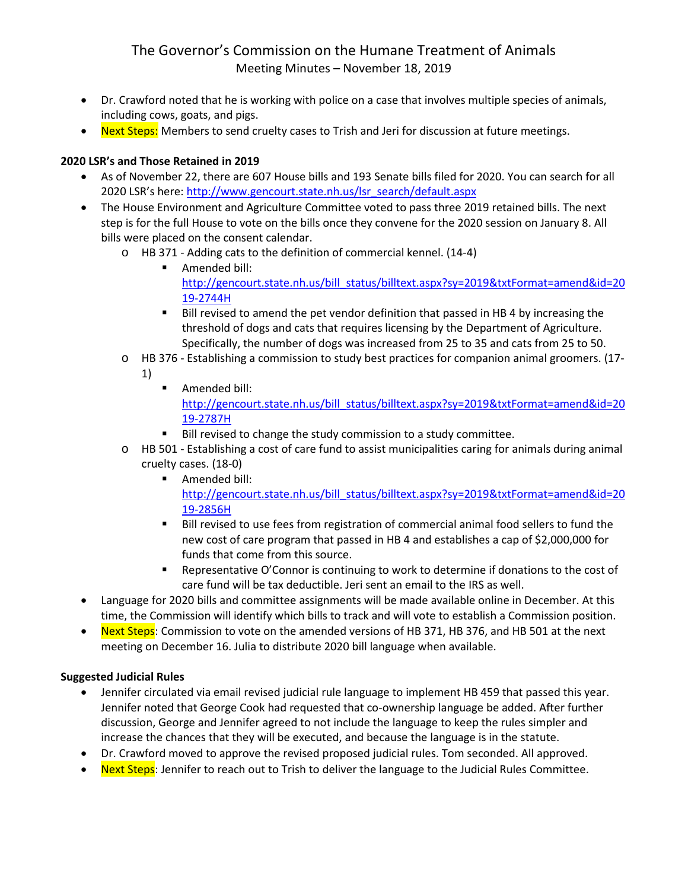- Dr. Crawford noted that he is working with police on a case that involves multiple species of animals, including cows, goats, and pigs.
- Next Steps: Members to send cruelty cases to Trish and Jeri for discussion at future meetings.

**2020 LSR's and Those Retained in 2019**

- As of November 22, there are 607 House bills and 193 Senate bills filed for 2020. You can search for all 2020 LSR's here: http://www.gencourt.state.nh.us/lsr_search/default.aspx
- The House Environment and Agriculture Committee voted to pass three 2019 retained bills. The next step is for the full House to vote on the bills once they convene for the 2020 session on January 8. All bills were placed on the consent calendar.
  - HB 371 - Adding cats to the definition of commercial kennel. (14-4)
    - Amended bill: http://gencourt.state.nh.us/bill_status/billtext.aspx?sy=2019&txtFormat=amend&id=2019-2744H
    - Bill revised to amend the pet vendor definition that passed in HB 4 by increasing the threshold of dogs and cats that requires licensing by the Department of Agriculture. Specifically, the number of dogs was increased from 25 to 35 and cats from 25 to 50.
  - HB 376 - Establishing a commission to study best practices for companion animal groomers. (17-1)
    - Amended bill: http://gencourt.state.nh.us/bill_status/billtext.aspx?sy=2019&txtFormat=amend&id=2019-2787H
    - Bill revised to change the study commission to a study committee.
  - HB 501 - Establishing a cost of care fund to assist municipalities caring for animals during animal cruelty cases. (18-0)
    - Amended bill: http://gencourt.state.nh.us/bill_status/billtext.aspx?sy=2019&txtFormat=amend&id=2019-2856H
    - Bill revised to use fees from registration of commercial animal food sellers to fund the new cost of care program that passed in HB 4 and establishes a cap of $2,000,000 for funds that come from this source.
    - Representative O'Connor is continuing to work to determine if donations to the cost of care fund will be tax deductible. Jeri sent an email to the IRS as well.
- Language for 2020 bills and committee assignments will be made available online in December. At this time, the Commission will identify which bills to track and will vote to establish a Commission position.
- Next Steps: Commission to vote on the amended versions of HB 371, HB 376, and HB 501 at the next meeting on December 16. Julia to distribute 2020 bill language when available.

**Suggested Judicial Rules**

- Jennifer circulated via email revised judicial rule language to implement HB 459 that passed this year. Jennifer noted that George Cook had requested that co-ownership language be added. After further discussion, George and Jennifer agreed to not include the language to keep the rules simpler and increase the chances that they will be executed, and because the language is in the statute.
- Dr. Crawford moved to approve the revised proposed judicial rules. Tom seconded. All approved.
- Next Steps: Jennifer to reach out to Trish to deliver the language to the Judicial Rules Committee.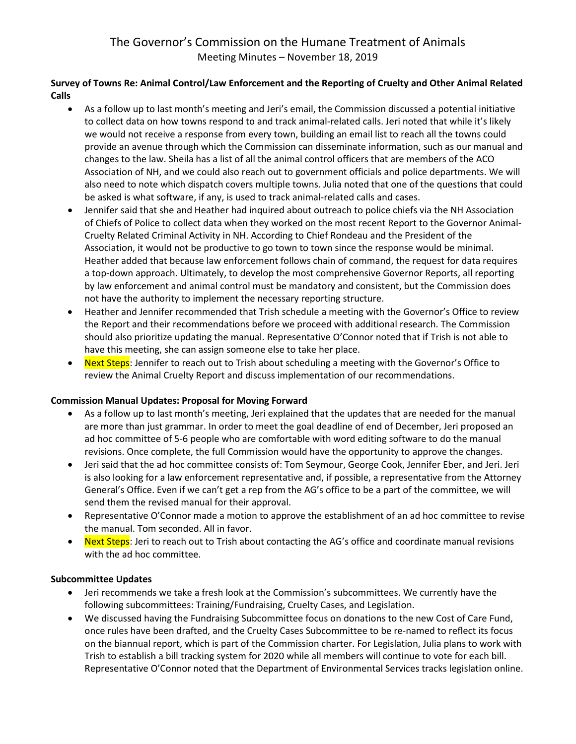# The Governor's Commission on the Humane Treatment of Animals

Meeting Minutes – November 18, 2019

**Survey of Towns Re: Animal Control/Law Enforcement and the Reporting of Cruelty and Other Animal Related Calls**

- As a follow up to last month's meeting and Jeri's email, the Commission discussed a potential initiative to collect data on how towns respond to and track animal-related calls. Jeri noted that while it's likely we would not receive a response from every town, building an email list to reach all the towns could provide an avenue through which the Commission can disseminate information, such as our manual and changes to the law. Sheila has a list of all the animal control officers that are members of the ACO Association of NH, and we could also reach out to government officials and police departments. We will also need to note which dispatch covers multiple towns. Julia noted that one of the questions that could be asked is what software, if any, is used to track animal-related calls and cases.
- Jennifer said that she and Heather had inquired about outreach to police chiefs via the NH Association of Chiefs of Police to collect data when they worked on the most recent Report to the Governor Animal-Cruelty Related Criminal Activity in NH. According to Chief Rondeau and the President of the Association, it would not be productive to go town to town since the response would be minimal. Heather added that because law enforcement follows chain of command, the request for data requires a top-down approach. Ultimately, to develop the most comprehensive Governor Reports, all reporting by law enforcement and animal control must be mandatory and consistent, but the Commission does not have the authority to implement the necessary reporting structure.
- Heather and Jennifer recommended that Trish schedule a meeting with the Governor's Office to review the Report and their recommendations before we proceed with additional research. The Commission should also prioritize updating the manual. Representative O'Connor noted that if Trish is not able to have this meeting, she can assign someone else to take her place.
- Next Steps: Jennifer to reach out to Trish about scheduling a meeting with the Governor's Office to review the Animal Cruelty Report and discuss implementation of our recommendations.

**Commission Manual Updates: Proposal for Moving Forward**

- As a follow up to last month's meeting, Jeri explained that the updates that are needed for the manual are more than just grammar. In order to meet the goal deadline of end of December, Jeri proposed an ad hoc committee of 5-6 people who are comfortable with word editing software to do the manual revisions. Once complete, the full Commission would have the opportunity to approve the changes.
- Jeri said that the ad hoc committee consists of: Tom Seymour, George Cook, Jennifer Eber, and Jeri. Jeri is also looking for a law enforcement representative and, if possible, a representative from the Attorney General's Office. Even if we can't get a rep from the AG's office to be a part of the committee, we will send them the revised manual for their approval.
- Representative O'Connor made a motion to approve the establishment of an ad hoc committee to revise the manual. Tom seconded. All in favor.
- Next Steps: Jeri to reach out to Trish about contacting the AG's office and coordinate manual revisions with the ad hoc committee.

**Subcommittee Updates**

- Jeri recommends we take a fresh look at the Commission's subcommittees. We currently have the following subcommittees: Training/Fundraising, Cruelty Cases, and Legislation.
- We discussed having the Fundraising Subcommittee focus on donations to the new Cost of Care Fund, once rules have been drafted, and the Cruelty Cases Subcommittee to be re-named to reflect its focus on the biannual report, which is part of the Commission charter. For Legislation, Julia plans to work with Trish to establish a bill tracking system for 2020 while all members will continue to vote for each bill. Representative O'Connor noted that the Department of Environmental Services tracks legislation online.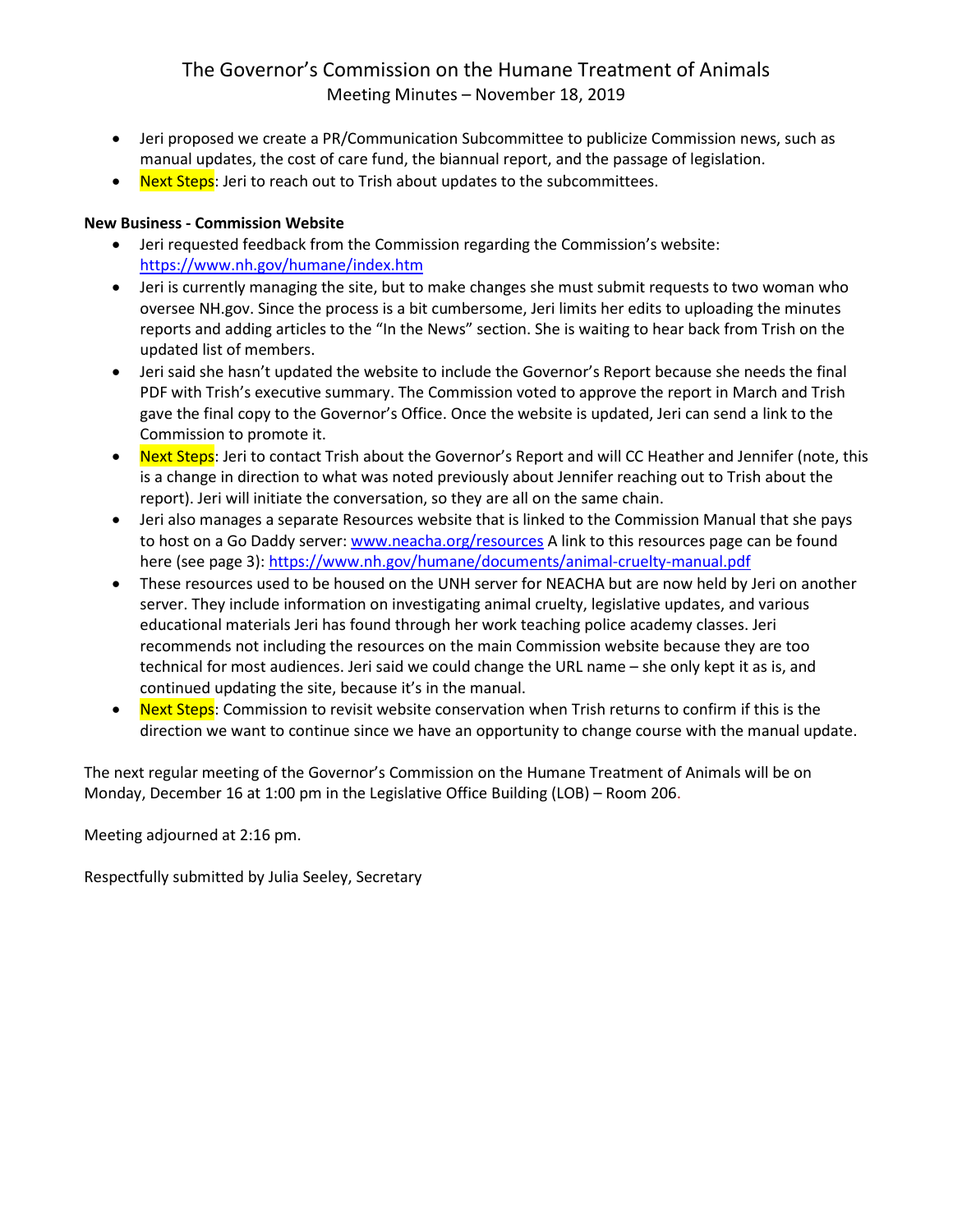- Jeri proposed we create a PR/Communication Subcommittee to publicize Commission news, such as manual updates, the cost of care fund, the biannual report, and the passage of legislation.
- Next Steps: Jeri to reach out to Trish about updates to the subcommittees.

**New Business - Commission Website**

- Jeri requested feedback from the Commission regarding the Commission's website: https://www.nh.gov/humane/index.htm
- Jeri is currently managing the site, but to make changes she must submit requests to two woman who oversee NH.gov. Since the process is a bit cumbersome, Jeri limits her edits to uploading the minutes reports and adding articles to the "In the News" section. She is waiting to hear back from Trish on the updated list of members.
- Jeri said she hasn't updated the website to include the Governor's Report because she needs the final PDF with Trish's executive summary. The Commission voted to approve the report in March and Trish gave the final copy to the Governor's Office. Once the website is updated, Jeri can send a link to the Commission to promote it.
- Next Steps: Jeri to contact Trish about the Governor's Report and will CC Heather and Jennifer (note, this is a change in direction to what was noted previously about Jennifer reaching out to Trish about the report). Jeri will initiate the conversation, so they are all on the same chain.
- Jeri also manages a separate Resources website that is linked to the Commission Manual that she pays to host on a Go Daddy server: www.neacha.org/resources A link to this resources page can be found here (see page 3): https://www.nh.gov/humane/documents/animal-cruelty-manual.pdf
- These resources used to be housed on the UNH server for NEACHA but are now held by Jeri on another server. They include information on investigating animal cruelty, legislative updates, and various educational materials Jeri has found through her work teaching police academy classes. Jeri recommends not including the resources on the main Commission website because they are too technical for most audiences. Jeri said we could change the URL name – she only kept it as is, and continued updating the site, because it's in the manual.
- Next Steps: Commission to revisit website conservation when Trish returns to confirm if this is the direction we want to continue since we have an opportunity to change course with the manual update.

The next regular meeting of the Governor's Commission on the Humane Treatment of Animals will be on Monday, December 16 at 1:00 pm in the Legislative Office Building (LOB) – Room 206.

Meeting adjourned at 2:16 pm.

Respectfully submitted by Julia Seeley, Secretary